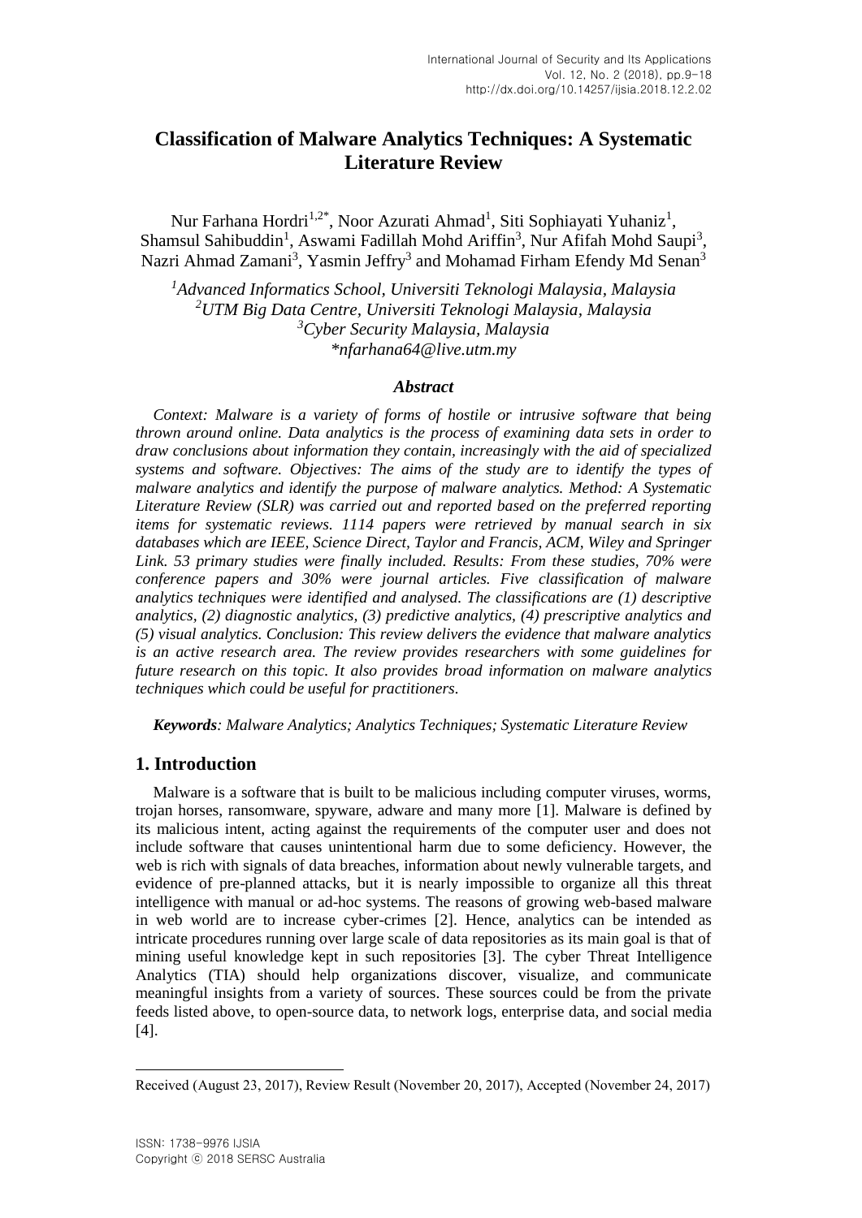# Classification of Malware Analytics Techniques: A Systematic Literature Review

Nur Farhana Hordri[1,2*], Noor Azurati Ahmad[1], Siti Sophiayati Yuhaniz[1], Shamsul Sahibuddin[1], Aswami Fadillah Mohd Ariffin[3], Nur Afifah Mohd Saupi[3], Nazri Ahmad Zamani[3], Yasmin Jeffry[3] and Mohamad Firham Efendy Md Senan[3]

*[1]Advanced Informatics School, Universiti Teknologi Malaysia, Malaysia*
*[2]UTM Big Data Centre, Universiti Teknologi Malaysia, Malaysia*
*[3]Cyber Security Malaysia, Malaysia*
*\*nfarhana64@live.utm.my*

### *Abstract*

*Context: Malware is a variety of forms of hostile or intrusive software that being thrown around online. Data analytics is the process of examining data sets in order to draw conclusions about information they contain, increasingly with the aid of specialized systems and software. Objectives: The aims of the study are to identify the types of malware analytics and identify the purpose of malware analytics. Method: A Systematic Literature Review (SLR) was carried out and reported based on the preferred reporting items for systematic reviews. 1114 papers were retrieved by manual search in six databases which are IEEE, Science Direct, Taylor and Francis, ACM, Wiley and Springer Link. 53 primary studies were finally included. Results: From these studies, 70% were conference papers and 30% were journal articles. Five classification of malware analytics techniques were identified and analysed. The classifications are (1) descriptive analytics, (2) diagnostic analytics, (3) predictive analytics, (4) prescriptive analytics and (5) visual analytics. Conclusion: This review delivers the evidence that malware analytics is an active research area. The review provides researchers with some guidelines for future research on this topic. It also provides broad information on malware analytics techniques which could be useful for practitioners.*

***Keywords**: Malware Analytics; Analytics Techniques; Systematic Literature Review*

## 1. Introduction

Malware is a software that is built to be malicious including computer viruses, worms, trojan horses, ransomware, spyware, adware and many more [1]. Malware is defined by its malicious intent, acting against the requirements of the computer user and does not include software that causes unintentional harm due to some deficiency. However, the web is rich with signals of data breaches, information about newly vulnerable targets, and evidence of pre-planned attacks, but it is nearly impossible to organize all this threat intelligence with manual or ad-hoc systems. The reasons of growing web-based malware in web world are to increase cyber-crimes [2]. Hence, analytics can be intended as intricate procedures running over large scale of data repositories as its main goal is that of mining useful knowledge kept in such repositories [3]. The cyber Threat Intelligence Analytics (TIA) should help organizations discover, visualize, and communicate meaningful insights from a variety of sources. These sources could be from the private feeds listed above, to open-source data, to network logs, enterprise data, and social media [4].

Received (August 23, 2017), Review Result (November 20, 2017), Accepted (November 24, 2017)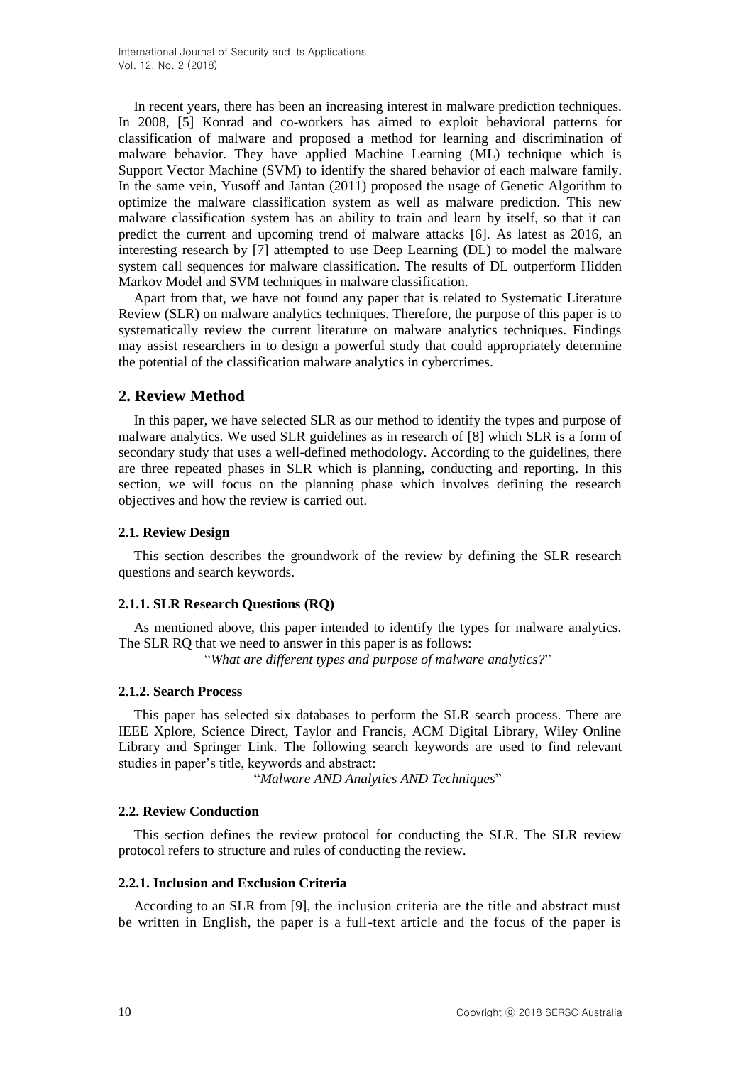In recent years, there has been an increasing interest in malware prediction techniques. In 2008, [5] Konrad and co-workers has aimed to exploit behavioral patterns for classification of malware and proposed a method for learning and discrimination of malware behavior. They have applied Machine Learning (ML) technique which is Support Vector Machine (SVM) to identify the shared behavior of each malware family. In the same vein, Yusoff and Jantan (2011) proposed the usage of Genetic Algorithm to optimize the malware classification system as well as malware prediction. This new malware classification system has an ability to train and learn by itself, so that it can predict the current and upcoming trend of malware attacks [6]. As latest as 2016, an interesting research by [7] attempted to use Deep Learning (DL) to model the malware system call sequences for malware classification. The results of DL outperform Hidden Markov Model and SVM techniques in malware classification.

Apart from that, we have not found any paper that is related to Systematic Literature Review (SLR) on malware analytics techniques. Therefore, the purpose of this paper is to systematically review the current literature on malware analytics techniques. Findings may assist researchers in to design a powerful study that could appropriately determine the potential of the classification malware analytics in cybercrimes.

## 2. Review Method

In this paper, we have selected SLR as our method to identify the types and purpose of malware analytics. We used SLR guidelines as in research of [8] which SLR is a form of secondary study that uses a well-defined methodology. According to the guidelines, there are three repeated phases in SLR which is planning, conducting and reporting. In this section, we will focus on the planning phase which involves defining the research objectives and how the review is carried out.

### 2.1. Review Design

This section describes the groundwork of the review by defining the SLR research questions and search keywords.

#### 2.1.1. SLR Research Questions (RQ)

As mentioned above, this paper intended to identify the types for malware analytics. The SLR RQ that we need to answer in this paper is as follows:

"*What are different types and purpose of malware analytics?*"

#### 2.1.2. Search Process

This paper has selected six databases to perform the SLR search process. There are IEEE Xplore, Science Direct, Taylor and Francis, ACM Digital Library, Wiley Online Library and Springer Link. The following search keywords are used to find relevant studies in paper's title, keywords and abstract:

"*Malware AND Analytics AND Techniques*"

### 2.2. Review Conduction

This section defines the review protocol for conducting the SLR. The SLR review protocol refers to structure and rules of conducting the review.

#### 2.2.1. Inclusion and Exclusion Criteria

According to an SLR from [9], the inclusion criteria are the title and abstract must be written in English, the paper is a full-text article and the focus of the paper is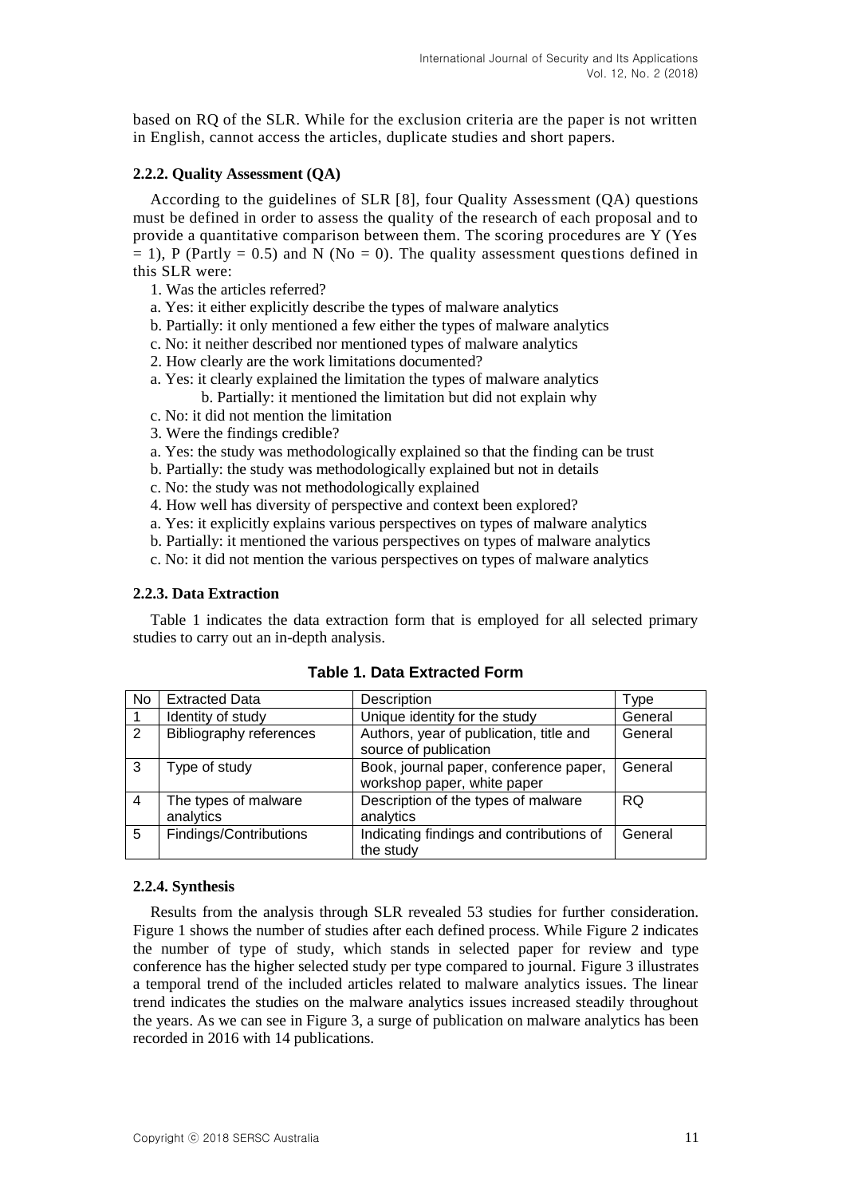based on RQ of the SLR. While for the exclusion criteria are the paper is not written in English, cannot access the articles, duplicate studies and short papers.

#### 2.2.2. Quality Assessment (QA)

According to the guidelines of SLR [8], four Quality Assessment (QA) questions must be defined in order to assess the quality of the research of each proposal and to provide a quantitative comparison between them. The scoring procedures are Y (Yes = 1), P (Partly = 0.5) and N (No = 0). The quality assessment questions defined in this SLR were:

1. Was the articles referred?

a. Yes: it either explicitly describe the types of malware analytics

b. Partially: it only mentioned a few either the types of malware analytics

c. No: it neither described nor mentioned types of malware analytics

2. How clearly are the work limitations documented?

a. Yes: it clearly explained the limitation the types of malware analytics

b. Partially: it mentioned the limitation but did not explain why

c. No: it did not mention the limitation

3. Were the findings credible?

a. Yes: the study was methodologically explained so that the finding can be trust

b. Partially: the study was methodologically explained but not in details

c. No: the study was not methodologically explained

4. How well has diversity of perspective and context been explored?

a. Yes: it explicitly explains various perspectives on types of malware analytics

b. Partially: it mentioned the various perspectives on types of malware analytics

c. No: it did not mention the various perspectives on types of malware analytics

#### 2.2.3. Data Extraction

Table 1 indicates the data extraction form that is employed for all selected primary studies to carry out an in-depth analysis.

**Table 1. Data Extracted Form**

| No | Extracted Data | Description | Type |
|---|---|---|---|
| 1 | Identity of study | Unique identity for the study | General |
| 2 | Bibliography references | Authors, year of publication, title and source of publication | General |
| 3 | Type of study | Book, journal paper, conference paper, workshop paper, white paper | General |
| 4 | The types of malware analytics | Description of the types of malware analytics | RQ |
| 5 | Findings/Contributions | Indicating findings and contributions of the study | General |

#### 2.2.4. Synthesis

Results from the analysis through SLR revealed 53 studies for further consideration. Figure 1 shows the number of studies after each defined process. While Figure 2 indicates the number of type of study, which stands in selected paper for review and type conference has the higher selected study per type compared to journal. Figure 3 illustrates a temporal trend of the included articles related to malware analytics issues. The linear trend indicates the studies on the malware analytics issues increased steadily throughout the years. As we can see in Figure 3, a surge of publication on malware analytics has been recorded in 2016 with 14 publications.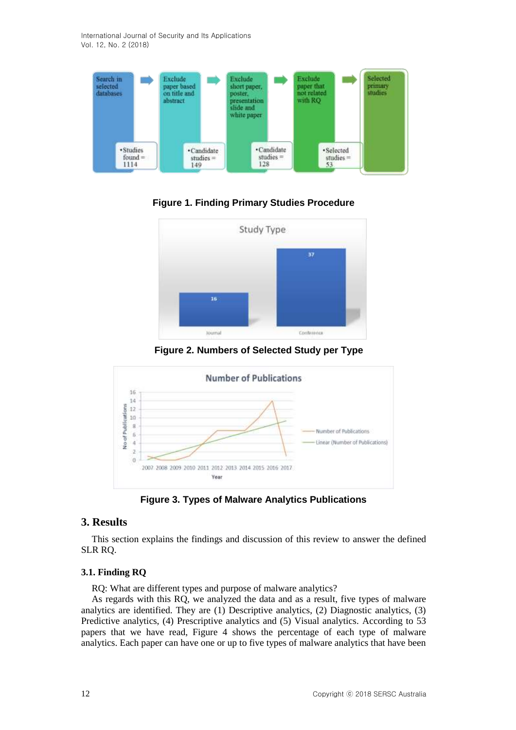Figure 1. Finding Primary Studies Procedure

Figure 2. Numbers of Selected Study per Type

Figure 3. Types of Malware Analytics Publications

## 3. Results

This section explains the findings and discussion of this review to answer the defined SLR RQ.

### 3.1. Finding RQ

RQ: What are different types and purpose of malware analytics?

As regards with this RQ, we analyzed the data and as a result, five types of malware analytics are identified. They are (1) Descriptive analytics, (2) Diagnostic analytics, (3) Predictive analytics, (4) Prescriptive analytics and (5) Visual analytics. According to 53 papers that we have read, Figure 4 shows the percentage of each type of malware analytics. Each paper can have one or up to five types of malware analytics that have been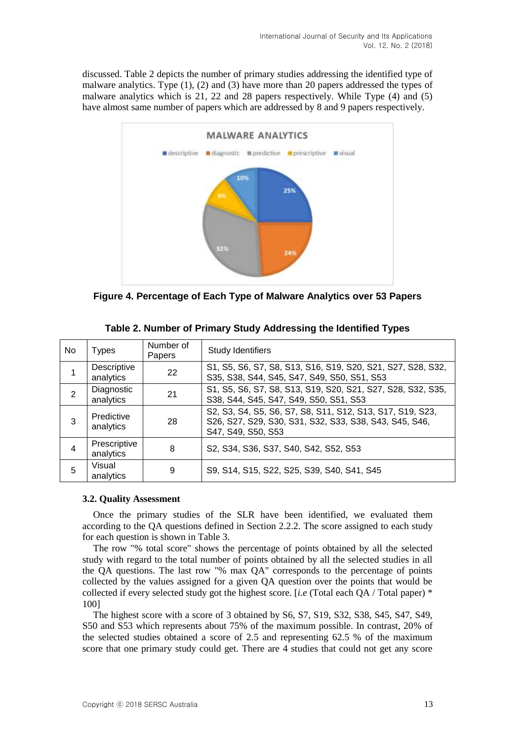discussed. Table 2 depicts the number of primary studies addressing the identified type of malware analytics. Type (1), (2) and (3) have more than 20 papers addressed the types of malware analytics which is 21, 22 and 28 papers respectively. While Type (4) and (5) have almost same number of papers which are addressed by 8 and 9 papers respectively.

**Figure 4. Percentage of Each Type of Malware Analytics over 53 Papers**

**Table 2. Number of Primary Study Addressing the Identified Types**

| No | Types | Number of Papers | Study Identifiers |
|---|---|---|---|
| 1 | Descriptive analytics | 22 | S1, S5, S6, S7, S8, S13, S16, S19, S20, S21, S27, S28, S32, S35, S38, S44, S45, S47, S49, S50, S51, S53 |
| 2 | Diagnostic analytics | 21 | S1, S5, S6, S7, S8, S13, S19, S20, S21, S27, S28, S32, S35, S38, S44, S45, S47, S49, S50, S51, S53 |
| 3 | Predictive analytics | 28 | S2, S3, S4, S5, S6, S7, S8, S11, S12, S13, S17, S19, S23, S26, S27, S29, S30, S31, S32, S33, S38, S43, S45, S46, S47, S49, S50, S53 |
| 4 | Prescriptive analytics | 8 | S2, S34, S36, S37, S40, S42, S52, S53 |
| 5 | Visual analytics | 9 | S9, S14, S15, S22, S25, S39, S40, S41, S45 |

### 3.2. Quality Assessment

Once the primary studies of the SLR have been identified, we evaluated them according to the QA questions defined in Section 2.2.2. The score assigned to each study for each question is shown in Table 3.

The row "% total score" shows the percentage of points obtained by all the selected study with regard to the total number of points obtained by all the selected studies in all the QA questions. The last row "% max QA" corresponds to the percentage of points collected by the values assigned for a given QA question over the points that would be collected if every selected study got the highest score. [*i.e* (Total each QA / Total paper) * 100]

The highest score with a score of 3 obtained by S6, S7, S19, S32, S38, S45, S47, S49, S50 and S53 which represents about 75% of the maximum possible. In contrast, 20% of the selected studies obtained a score of 2.5 and representing 62.5 % of the maximum score that one primary study could get. There are 4 studies that could not get any score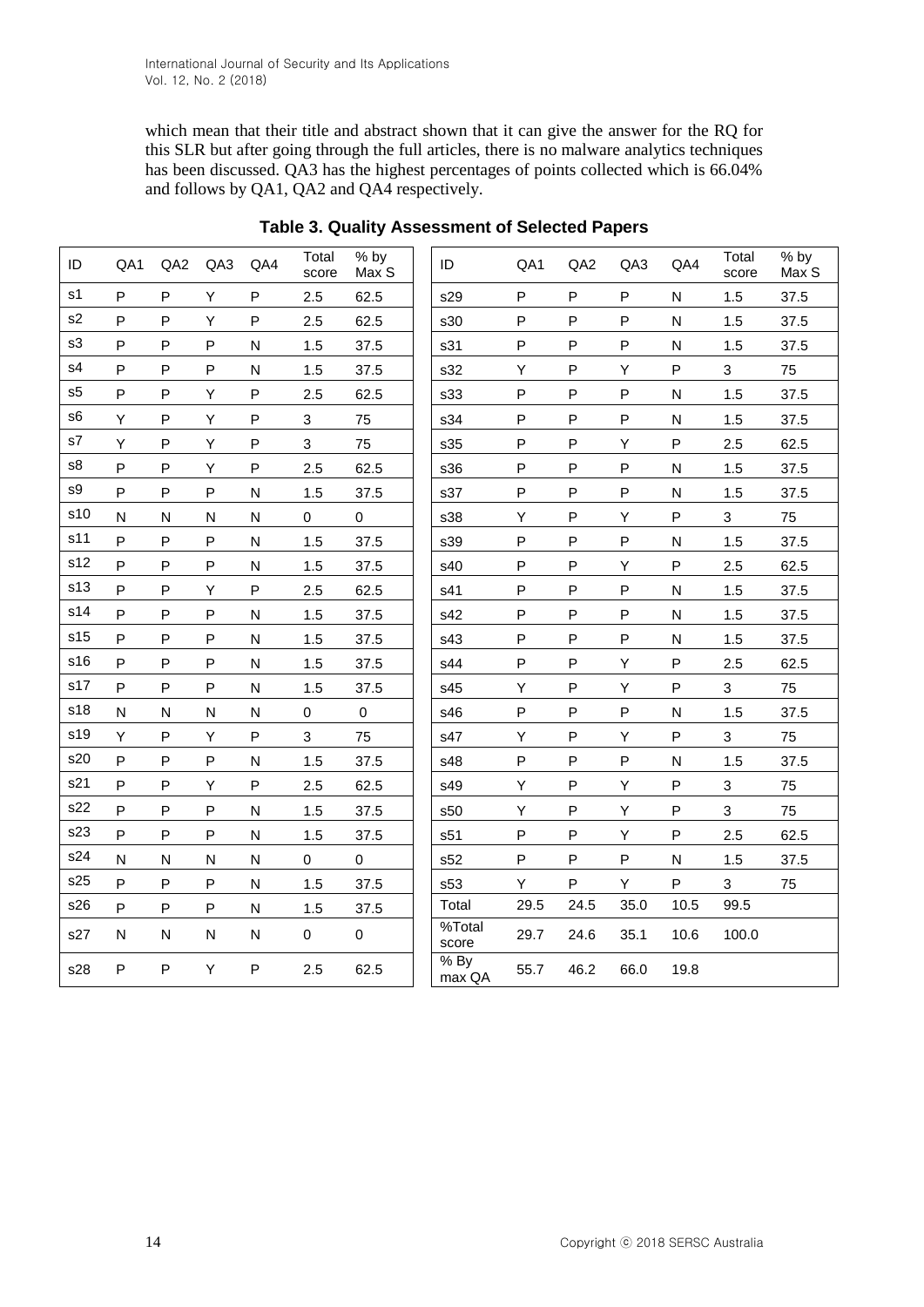which mean that their title and abstract shown that it can give the answer for the RQ for this SLR but after going through the full articles, there is no malware analytics techniques has been discussed. QA3 has the highest percentages of points collected which is 66.04% and follows by QA1, QA2 and QA4 respectively.

**Table 3. Quality Assessment of Selected Papers**

| ID | QA1 | QA2 | QA3 | QA4 | Total score | % by Max S | ID | QA1 | QA2 | QA3 | QA4 | Total score | % by Max S |
|---|---|---|---|---|---|---|---|---|---|---|---|---|---|
| s1 | P | P | Y | P | 2.5 | 62.5 | s29 | P | P | P | N | 1.5 | 37.5 |
| s2 | P | P | Y | P | 2.5 | 62.5 | s30 | P | P | P | N | 1.5 | 37.5 |
| s3 | P | P | P | N | 1.5 | 37.5 | s31 | P | P | P | N | 1.5 | 37.5 |
| s4 | P | P | P | N | 1.5 | 37.5 | s32 | Y | P | Y | P | 3 | 75 |
| s5 | P | P | Y | P | 2.5 | 62.5 | s33 | P | P | P | N | 1.5 | 37.5 |
| s6 | Y | P | Y | P | 3 | 75 | s34 | P | P | P | N | 1.5 | 37.5 |
| s7 | Y | P | Y | P | 3 | 75 | s35 | P | P | Y | P | 2.5 | 62.5 |
| s8 | P | P | Y | P | 2.5 | 62.5 | s36 | P | P | P | N | 1.5 | 37.5 |
| s9 | P | P | P | N | 1.5 | 37.5 | s37 | P | P | P | N | 1.5 | 37.5 |
| s10 | N | N | N | N | 0 | 0 | s38 | Y | P | Y | P | 3 | 75 |
| s11 | P | P | P | N | 1.5 | 37.5 | s39 | P | P | P | N | 1.5 | 37.5 |
| s12 | P | P | P | N | 1.5 | 37.5 | s40 | P | P | Y | P | 2.5 | 62.5 |
| s13 | P | P | Y | P | 2.5 | 62.5 | s41 | P | P | P | N | 1.5 | 37.5 |
| s14 | P | P | P | N | 1.5 | 37.5 | s42 | P | P | P | N | 1.5 | 37.5 |
| s15 | P | P | P | N | 1.5 | 37.5 | s43 | P | P | P | N | 1.5 | 37.5 |
| s16 | P | P | P | N | 1.5 | 37.5 | s44 | P | P | Y | P | 2.5 | 62.5 |
| s17 | P | P | P | N | 1.5 | 37.5 | s45 | Y | P | Y | P | 3 | 75 |
| s18 | N | N | N | N | 0 | 0 | s46 | P | P | P | N | 1.5 | 37.5 |
| s19 | Y | P | Y | P | 3 | 75 | s47 | Y | P | Y | P | 3 | 75 |
| s20 | P | P | P | N | 1.5 | 37.5 | s48 | P | P | P | N | 1.5 | 37.5 |
| s21 | P | P | Y | P | 2.5 | 62.5 | s49 | Y | P | Y | P | 3 | 75 |
| s22 | P | P | P | N | 1.5 | 37.5 | s50 | Y | P | Y | P | 3 | 75 |
| s23 | P | P | P | N | 1.5 | 37.5 | s51 | P | P | Y | P | 2.5 | 62.5 |
| s24 | N | N | N | N | 0 | 0 | s52 | P | P | P | N | 1.5 | 37.5 |
| s25 | P | P | P | N | 1.5 | 37.5 | s53 | Y | P | Y | P | 3 | 75 |
| s26 | P | P | P | N | 1.5 | 37.5 | Total | 29.5 | 24.5 | 35.0 | 10.5 | 99.5 | |
| s27 | N | N | N | N | 0 | 0 | %Total score | 29.7 | 24.6 | 35.1 | 10.6 | 100.0 | |
| s28 | P | P | Y | P | 2.5 | 62.5 | % By max QA | 55.7 | 46.2 | 66.0 | 19.8 | | |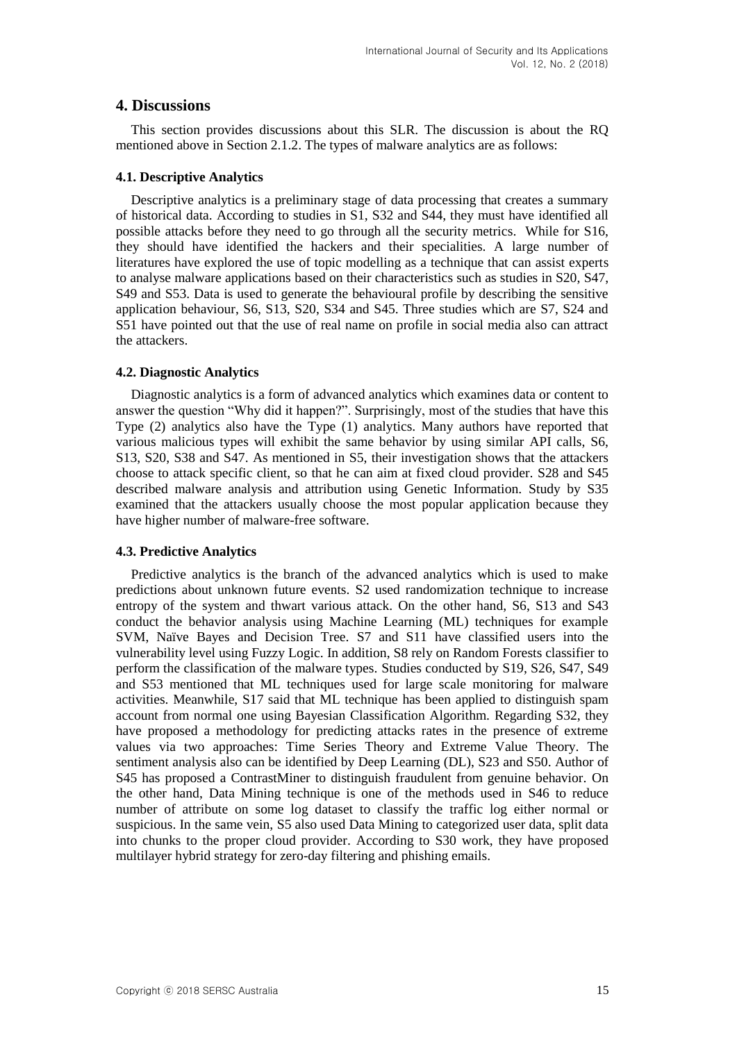## 4. Discussions

This section provides discussions about this SLR. The discussion is about the RQ mentioned above in Section 2.1.2. The types of malware analytics are as follows:

### 4.1. Descriptive Analytics

Descriptive analytics is a preliminary stage of data processing that creates a summary of historical data. According to studies in S1, S32 and S44, they must have identified all possible attacks before they need to go through all the security metrics. While for S16, they should have identified the hackers and their specialities. A large number of literatures have explored the use of topic modelling as a technique that can assist experts to analyse malware applications based on their characteristics such as studies in S20, S47, S49 and S53. Data is used to generate the behavioural profile by describing the sensitive application behaviour, S6, S13, S20, S34 and S45. Three studies which are S7, S24 and S51 have pointed out that the use of real name on profile in social media also can attract the attackers.

### 4.2. Diagnostic Analytics

Diagnostic analytics is a form of advanced analytics which examines data or content to answer the question "Why did it happen?". Surprisingly, most of the studies that have this Type (2) analytics also have the Type (1) analytics. Many authors have reported that various malicious types will exhibit the same behavior by using similar API calls, S6, S13, S20, S38 and S47. As mentioned in S5, their investigation shows that the attackers choose to attack specific client, so that he can aim at fixed cloud provider. S28 and S45 described malware analysis and attribution using Genetic Information. Study by S35 examined that the attackers usually choose the most popular application because they have higher number of malware-free software.

### 4.3. Predictive Analytics

Predictive analytics is the branch of the advanced analytics which is used to make predictions about unknown future events. S2 used randomization technique to increase entropy of the system and thwart various attack. On the other hand, S6, S13 and S43 conduct the behavior analysis using Machine Learning (ML) techniques for example SVM, Naïve Bayes and Decision Tree. S7 and S11 have classified users into the vulnerability level using Fuzzy Logic. In addition, S8 rely on Random Forests classifier to perform the classification of the malware types. Studies conducted by S19, S26, S47, S49 and S53 mentioned that ML techniques used for large scale monitoring for malware activities. Meanwhile, S17 said that ML technique has been applied to distinguish spam account from normal one using Bayesian Classification Algorithm. Regarding S32, they have proposed a methodology for predicting attacks rates in the presence of extreme values via two approaches: Time Series Theory and Extreme Value Theory. The sentiment analysis also can be identified by Deep Learning (DL), S23 and S50. Author of S45 has proposed a ContrastMiner to distinguish fraudulent from genuine behavior. On the other hand, Data Mining technique is one of the methods used in S46 to reduce number of attribute on some log dataset to classify the traffic log either normal or suspicious. In the same vein, S5 also used Data Mining to categorized user data, split data into chunks to the proper cloud provider. According to S30 work, they have proposed multilayer hybrid strategy for zero-day filtering and phishing emails.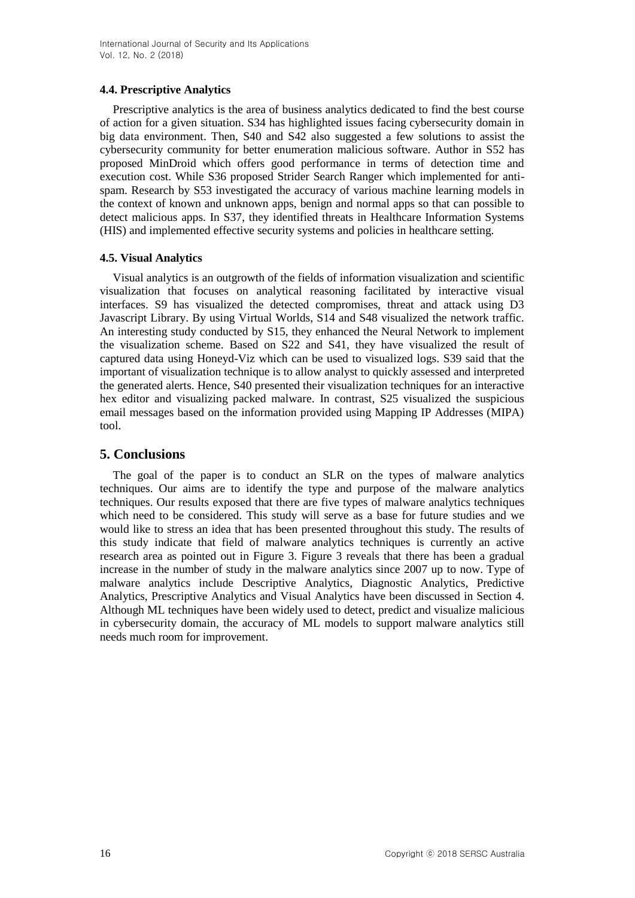### 4.4. Prescriptive Analytics

Prescriptive analytics is the area of business analytics dedicated to find the best course of action for a given situation. S34 has highlighted issues facing cybersecurity domain in big data environment. Then, S40 and S42 also suggested a few solutions to assist the cybersecurity community for better enumeration malicious software. Author in S52 has proposed MinDroid which offers good performance in terms of detection time and execution cost. While S36 proposed Strider Search Ranger which implemented for anti-spam. Research by S53 investigated the accuracy of various machine learning models in the context of known and unknown apps, benign and normal apps so that can possible to detect malicious apps. In S37, they identified threats in Healthcare Information Systems (HIS) and implemented effective security systems and policies in healthcare setting.

### 4.5. Visual Analytics

Visual analytics is an outgrowth of the fields of information visualization and scientific visualization that focuses on analytical reasoning facilitated by interactive visual interfaces. S9 has visualized the detected compromises, threat and attack using D3 Javascript Library. By using Virtual Worlds, S14 and S48 visualized the network traffic. An interesting study conducted by S15, they enhanced the Neural Network to implement the visualization scheme. Based on S22 and S41, they have visualized the result of captured data using Honeyd-Viz which can be used to visualized logs. S39 said that the important of visualization technique is to allow analyst to quickly assessed and interpreted the generated alerts. Hence, S40 presented their visualization techniques for an interactive hex editor and visualizing packed malware. In contrast, S25 visualized the suspicious email messages based on the information provided using Mapping IP Addresses (MIPA) tool.

## 5. Conclusions

The goal of the paper is to conduct an SLR on the types of malware analytics techniques. Our aims are to identify the type and purpose of the malware analytics techniques. Our results exposed that there are five types of malware analytics techniques which need to be considered. This study will serve as a base for future studies and we would like to stress an idea that has been presented throughout this study. The results of this study indicate that field of malware analytics techniques is currently an active research area as pointed out in Figure 3. Figure 3 reveals that there has been a gradual increase in the number of study in the malware analytics since 2007 up to now. Type of malware analytics include Descriptive Analytics, Diagnostic Analytics, Predictive Analytics, Prescriptive Analytics and Visual Analytics have been discussed in Section 4. Although ML techniques have been widely used to detect, predict and visualize malicious in cybersecurity domain, the accuracy of ML models to support malware analytics still needs much room for improvement.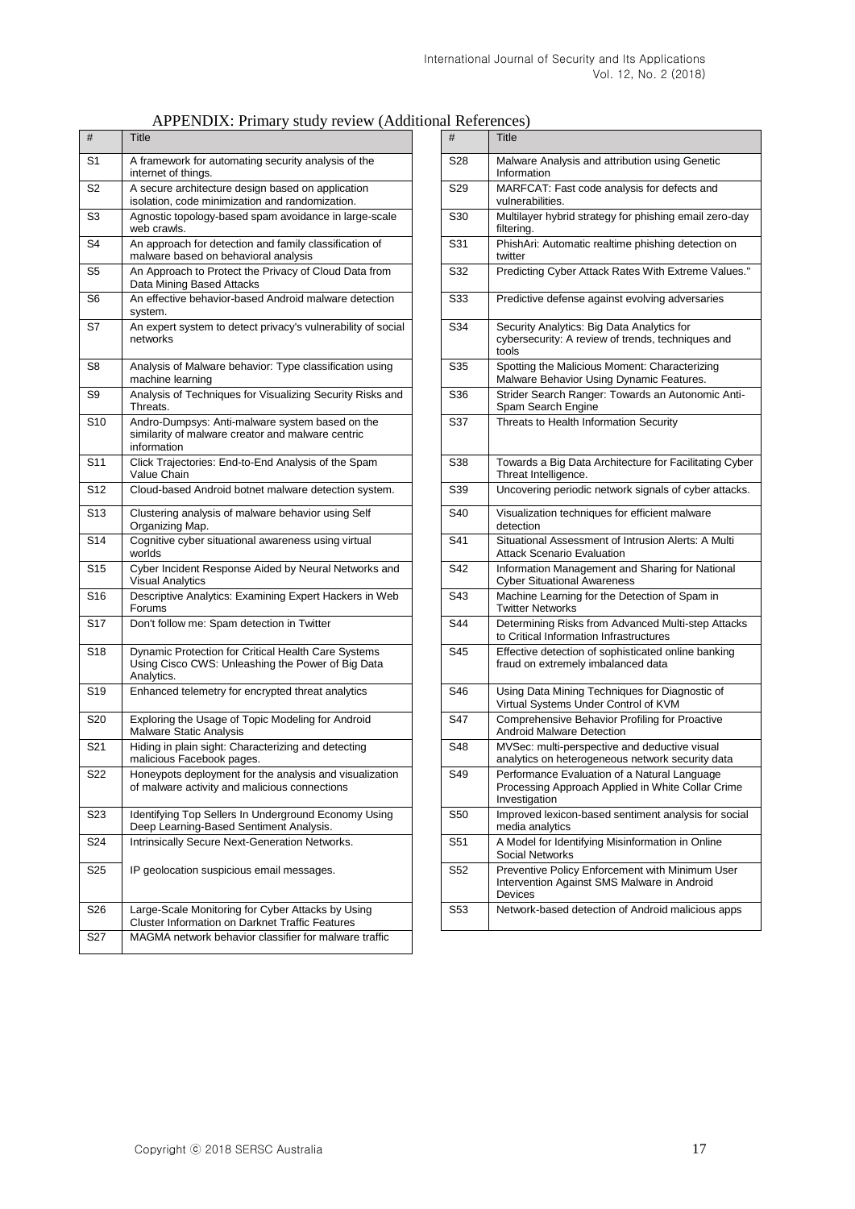## APPENDIX: Primary study review (Additional References)

| # | Title |
|---|---|
| S1 | A framework for automating security analysis of the internet of things. |
| S2 | A secure architecture design based on application isolation, code minimization and randomization. |
| S3 | Agnostic topology-based spam avoidance in large-scale web crawls. |
| S4 | An approach for detection and family classification of malware based on behavioral analysis |
| S5 | An Approach to Protect the Privacy of Cloud Data from Data Mining Based Attacks |
| S6 | An effective behavior-based Android malware detection system. |
| S7 | An expert system to detect privacy's vulnerability of social networks |
| S8 | Analysis of Malware behavior: Type classification using machine learning |
| S9 | Analysis of Techniques for Visualizing Security Risks and Threats. |
| S10 | Andro-Dumpsys: Anti-malware system based on the similarity of malware creator and malware centric information |
| S11 | Click Trajectories: End-to-End Analysis of the Spam Value Chain |
| S12 | Cloud-based Android botnet malware detection system. |
| S13 | Clustering analysis of malware behavior using Self Organizing Map. |
| S14 | Cognitive cyber situational awareness using virtual worlds |
| S15 | Cyber Incident Response Aided by Neural Networks and Visual Analytics |
| S16 | Descriptive Analytics: Examining Expert Hackers in Web Forums |
| S17 | Don't follow me: Spam detection in Twitter |
| S18 | Dynamic Protection for Critical Health Care Systems Using Cisco CWS: Unleashing the Power of Big Data Analytics. |
| S19 | Enhanced telemetry for encrypted threat analytics |
| S20 | Exploring the Usage of Topic Modeling for Android Malware Static Analysis |
| S21 | Hiding in plain sight: Characterizing and detecting malicious Facebook pages. |
| S22 | Honeypots deployment for the analysis and visualization of malware activity and malicious connections |
| S23 | Identifying Top Sellers In Underground Economy Using Deep Learning-Based Sentiment Analysis. |
| S24 | Intrinsically Secure Next-Generation Networks. |
| S25 | IP geolocation suspicious email messages. |
| S26 | Large-Scale Monitoring for Cyber Attacks by Using Cluster Information on Darknet Traffic Features |
| S27 | MAGMA network behavior classifier for malware traffic |
| S28 | Malware Analysis and attribution using Genetic Information |
| S29 | MARFCAT: Fast code analysis for defects and vulnerabilities. |
| S30 | Multilayer hybrid strategy for phishing email zero-day filtering. |
| S31 | PhishAri: Automatic realtime phishing detection on twitter |
| S32 | Predicting Cyber Attack Rates With Extreme Values." |
| S33 | Predictive defense against evolving adversaries |
| S34 | Security Analytics: Big Data Analytics for cybersecurity: A review of trends, techniques and tools |
| S35 | Spotting the Malicious Moment: Characterizing Malware Behavior Using Dynamic Features. |
| S36 | Strider Search Ranger: Towards an Autonomic Anti-Spam Search Engine |
| S37 | Threats to Health Information Security |
| S38 | Towards a Big Data Architecture for Facilitating Cyber Threat Intelligence. |
| S39 | Uncovering periodic network signals of cyber attacks. |
| S40 | Visualization techniques for efficient malware detection |
| S41 | Situational Assessment of Intrusion Alerts: A Multi Attack Scenario Evaluation |
| S42 | Information Management and Sharing for National Cyber Situational Awareness |
| S43 | Machine Learning for the Detection of Spam in Twitter Networks |
| S44 | Determining Risks from Advanced Multi-step Attacks to Critical Information Infrastructures |
| S45 | Effective detection of sophisticated online banking fraud on extremely imbalanced data |
| S46 | Using Data Mining Techniques for Diagnostic of Virtual Systems Under Control of KVM |
| S47 | Comprehensive Behavior Profiling for Proactive Android Malware Detection |
| S48 | MVSec: multi-perspective and deductive visual analytics on heterogeneous network security data |
| S49 | Performance Evaluation of a Natural Language Processing Approach Applied in White Collar Crime Investigation |
| S50 | Improved lexicon-based sentiment analysis for social media analytics |
| S51 | A Model for Identifying Misinformation in Online Social Networks |
| S52 | Preventive Policy Enforcement with Minimum User Intervention Against SMS Malware in Android Devices |
| S53 | Network-based detection of Android malicious apps |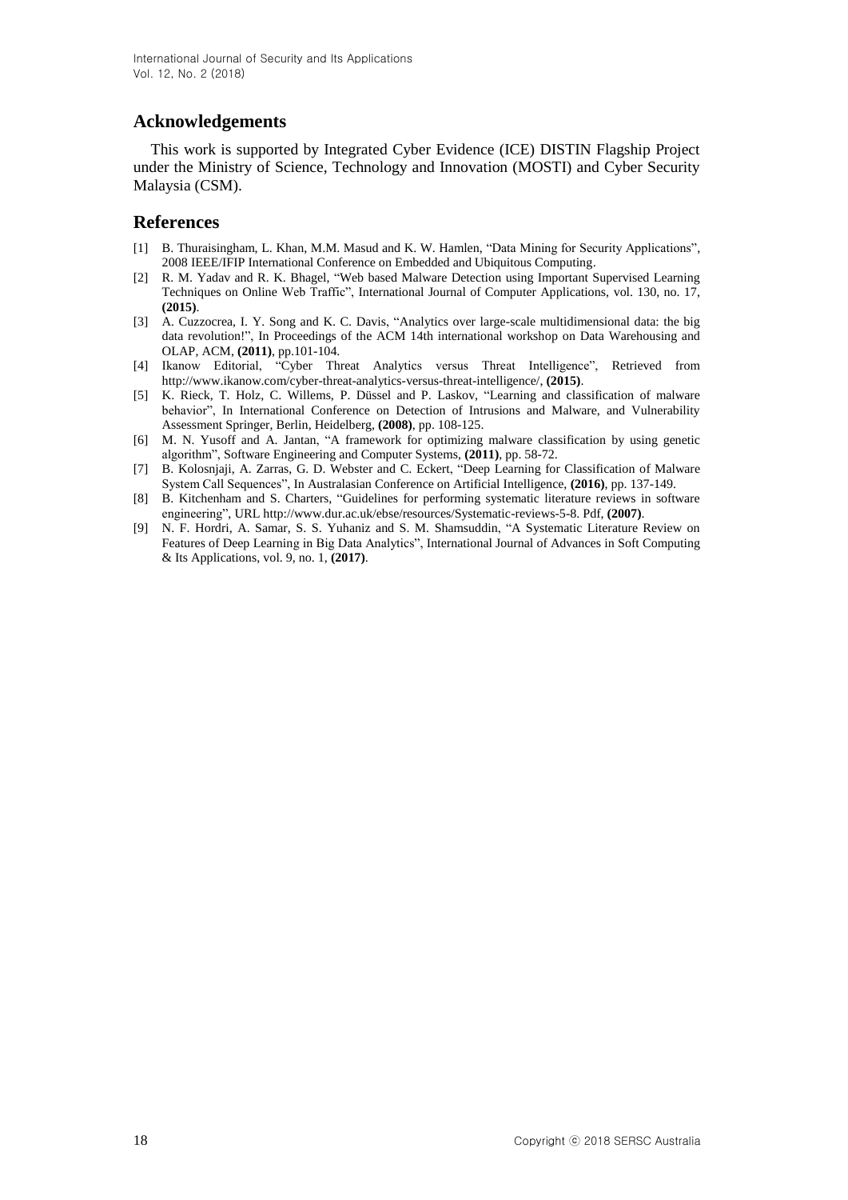## Acknowledgements

This work is supported by Integrated Cyber Evidence (ICE) DISTIN Flagship Project under the Ministry of Science, Technology and Innovation (MOSTI) and Cyber Security Malaysia (CSM).

## References

[1] B. Thuraisingham, L. Khan, M.M. Masud and K. W. Hamlen, "Data Mining for Security Applications", 2008 IEEE/IFIP International Conference on Embedded and Ubiquitous Computing.

[2] R. M. Yadav and R. K. Bhagel, "Web based Malware Detection using Important Supervised Learning Techniques on Online Web Traffic", International Journal of Computer Applications, vol. 130, no. 17, **(2015)**.

[3] A. Cuzzocrea, I. Y. Song and K. C. Davis, "Analytics over large-scale multidimensional data: the big data revolution!", In Proceedings of the ACM 14th international workshop on Data Warehousing and OLAP, ACM, **(2011)**, pp.101-104.

[4] Ikanow Editorial, "Cyber Threat Analytics versus Threat Intelligence", Retrieved from http://www.ikanow.com/cyber-threat-analytics-versus-threat-intelligence/, **(2015)**.

[5] K. Rieck, T. Holz, C. Willems, P. Düssel and P. Laskov, "Learning and classification of malware behavior", In International Conference on Detection of Intrusions and Malware, and Vulnerability Assessment Springer, Berlin, Heidelberg, **(2008)**, pp. 108-125.

[6] M. N. Yusoff and A. Jantan, "A framework for optimizing malware classification by using genetic algorithm", Software Engineering and Computer Systems, **(2011)**, pp. 58-72.

[7] B. Kolosnjaji, A. Zarras, G. D. Webster and C. Eckert, "Deep Learning for Classification of Malware System Call Sequences", In Australasian Conference on Artificial Intelligence, **(2016)**, pp. 137-149.

[8] B. Kitchenham and S. Charters, "Guidelines for performing systematic literature reviews in software engineering", URL http://www.dur.ac.uk/ebse/resources/Systematic-reviews-5-8. Pdf, **(2007)**.

[9] N. F. Hordri, A. Samar, S. S. Yuhaniz and S. M. Shamsuddin, "A Systematic Literature Review on Features of Deep Learning in Big Data Analytics", International Journal of Advances in Soft Computing & Its Applications, vol. 9, no. 1, **(2017)**.